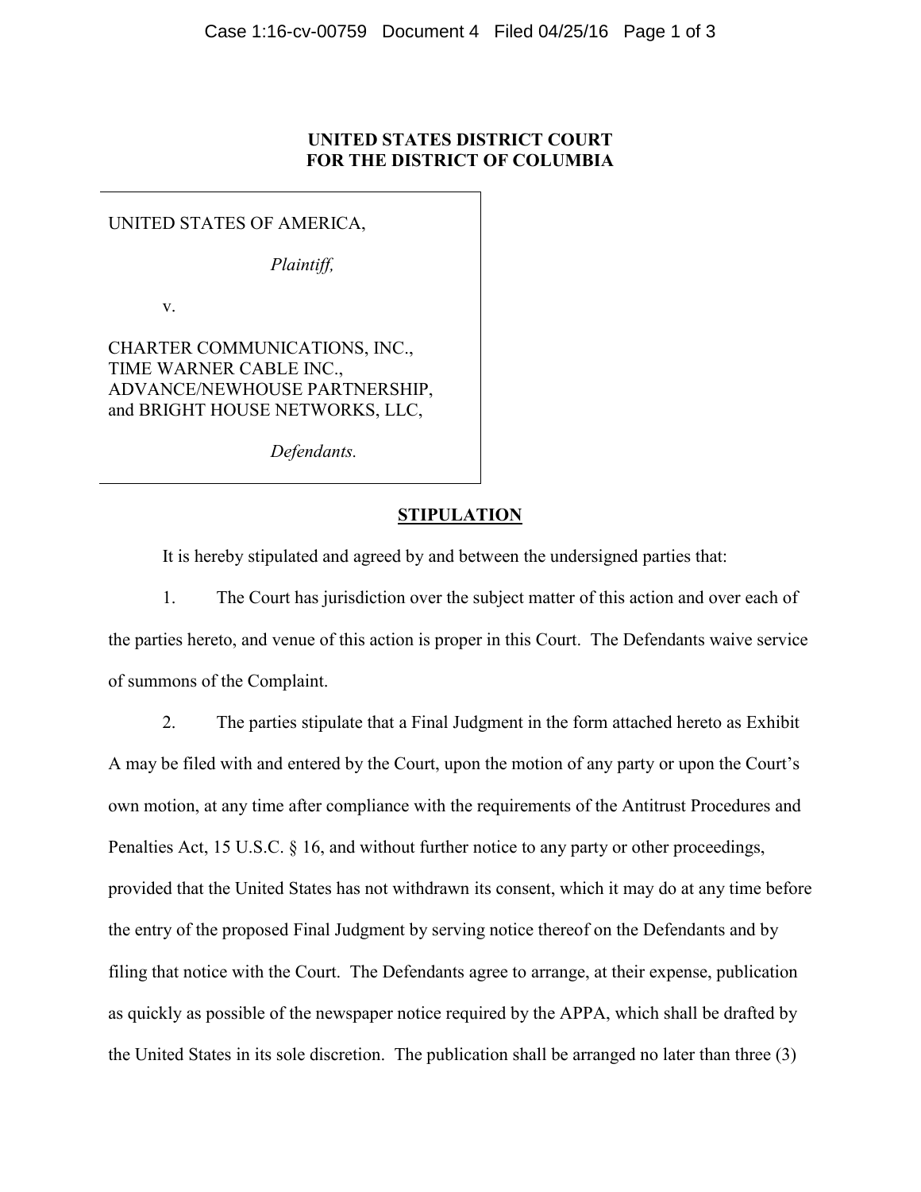**UNITED STATES DISTRICT COURT**
**FOR THE DISTRICT OF COLUMBIA**

UNITED STATES OF AMERICA,

*Plaintiff,*

v.

CHARTER COMMUNICATIONS, INC.,
TIME WARNER CABLE INC.,
ADVANCE/NEWHOUSE PARTNERSHIP,
and BRIGHT HOUSE NETWORKS, LLC,

*Defendants.*

**STIPULATION**

It is hereby stipulated and agreed by and between the undersigned parties that:

1. The Court has jurisdiction over the subject matter of this action and over each of the parties hereto, and venue of this action is proper in this Court. The Defendants waive service of summons of the Complaint.

2. The parties stipulate that a Final Judgment in the form attached hereto as Exhibit A may be filed with and entered by the Court, upon the motion of any party or upon the Court's own motion, at any time after compliance with the requirements of the Antitrust Procedures and Penalties Act, 15 U.S.C. § 16, and without further notice to any party or other proceedings, provided that the United States has not withdrawn its consent, which it may do at any time before the entry of the proposed Final Judgment by serving notice thereof on the Defendants and by filing that notice with the Court. The Defendants agree to arrange, at their expense, publication as quickly as possible of the newspaper notice required by the APPA, which shall be drafted by the United States in its sole discretion. The publication shall be arranged no later than three (3)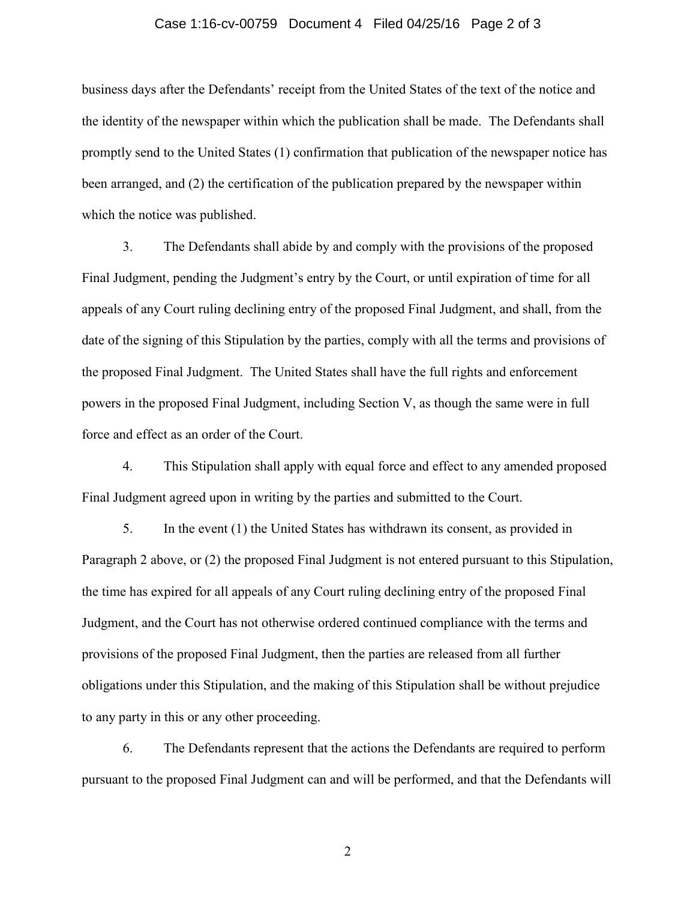business days after the Defendants' receipt from the United States of the text of the notice and the identity of the newspaper within which the publication shall be made. The Defendants shall promptly send to the United States (1) confirmation that publication of the newspaper notice has been arranged, and (2) the certification of the publication prepared by the newspaper within which the notice was published.

3. The Defendants shall abide by and comply with the provisions of the proposed Final Judgment, pending the Judgment's entry by the Court, or until expiration of time for all appeals of any Court ruling declining entry of the proposed Final Judgment, and shall, from the date of the signing of this Stipulation by the parties, comply with all the terms and provisions of the proposed Final Judgment. The United States shall have the full rights and enforcement powers in the proposed Final Judgment, including Section V, as though the same were in full force and effect as an order of the Court.

4. This Stipulation shall apply with equal force and effect to any amended proposed Final Judgment agreed upon in writing by the parties and submitted to the Court.

5. In the event (1) the United States has withdrawn its consent, as provided in Paragraph 2 above, or (2) the proposed Final Judgment is not entered pursuant to this Stipulation, the time has expired for all appeals of any Court ruling declining entry of the proposed Final Judgment, and the Court has not otherwise ordered continued compliance with the terms and provisions of the proposed Final Judgment, then the parties are released from all further obligations under this Stipulation, and the making of this Stipulation shall be without prejudice to any party in this or any other proceeding.

6. The Defendants represent that the actions the Defendants are required to perform pursuant to the proposed Final Judgment can and will be performed, and that the Defendants will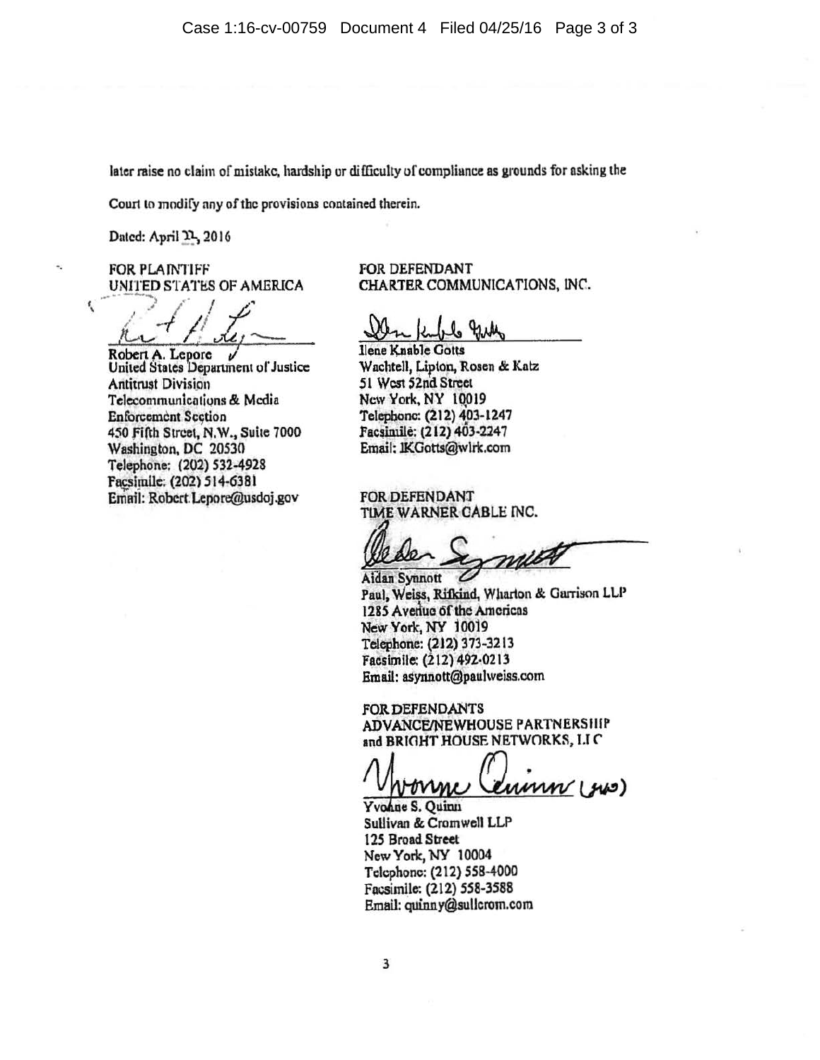later raise no claim of mistake, hardship or difficulty of compliance as grounds for asking the

Court to modify any of the provisions contained therein.

Dated: April 22, 2016

FOR PLAINTIFF
UNITED STATES OF AMERICA

Robert A. Lepore
United States Department of Justice
Antitrust Division
Telecommunications & Media
Enforcement Section
450 Fifth Street, N.W., Suite 7000
Washington, DC 20530
Telephone: (202) 532-4928
Facsimile: (202) 514-6381
Email: Robert.Lepore@usdoj.gov

FOR DEFENDANT
CHARTER COMMUNICATIONS, INC.

Ilene Knable Gotts
Wachtell, Lipton, Rosen & Katz
51 West 52nd Street
New York, NY 10019
Telephone: (212) 403-1247
Facsimile: (212) 403-2247
Email: IKGotts@wlrk.com

FOR DEFENDANT
TIME WARNER CABLE INC.

Aidan Synnott
Paul, Weiss, Rifkind, Wharton & Garrison LLP
1285 Avenue of the Americas
New York, NY 10019
Telephone: (212) 373-3213
Facsimile: (212) 492-0213
Email: asynnott@paulweiss.com

FOR DEFENDANTS
ADVANCE/NEWHOUSE PARTNERSHIP
and BRIGHT HOUSE NETWORKS, LLC

Yvonne S. Quinn
Sullivan & Cromwell LLP
125 Broad Street
New York, NY 10004
Telephone: (212) 558-4000
Facsimile: (212) 558-3588
Email: quinny@sullcrom.com